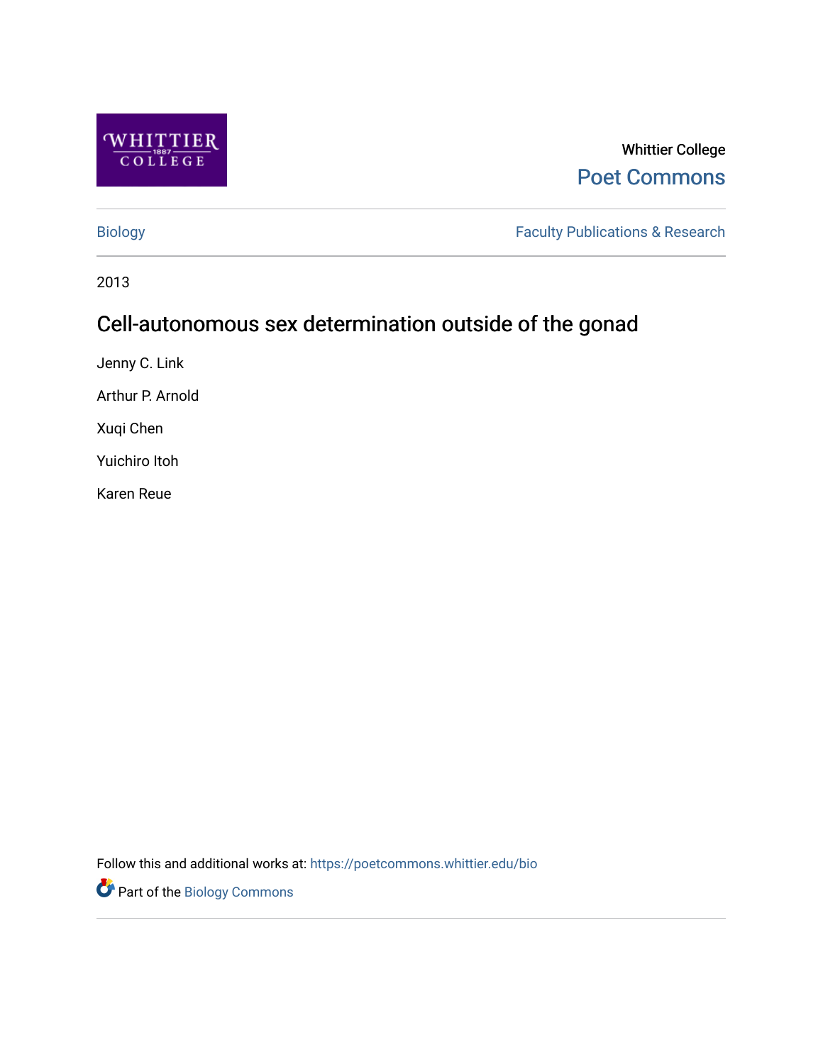Whittier College

Poet Commons

Biology

Faculty Publications & Research

2013

# Cell-autonomous sex determination outside of the gonad

Jenny C. Link

Arthur P. Arnold

Xuqi Chen

Yuichiro Itoh

Karen Reue

Follow this and additional works at: https://poetcommons.whittier.edu/bio

Part of the Biology Commons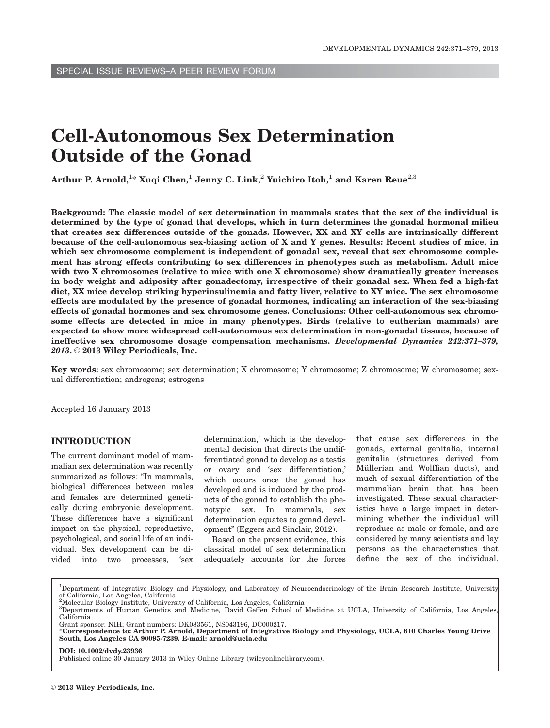SPECIAL ISSUE REVIEWS–A PEER REVIEW FORUM

# Cell-Autonomous Sex Determination Outside of the Gonad

**Arthur P. Arnold,[1]* Xuqi Chen,[1] Jenny C. Link,[2] Yuichiro Itoh,[1] and Karen Reue[2,3]**

**Background: The classic model of sex determination in mammals states that the sex of the individual is determined by the type of gonad that develops, which in turn determines the gonadal hormonal milieu that creates sex differences outside of the gonads. However, XX and XY cells are intrinsically different because of the cell-autonomous sex-biasing action of X and Y genes. Results: Recent studies of mice, in which sex chromosome complement is independent of gonadal sex, reveal that sex chromosome complement has strong effects contributing to sex differences in phenotypes such as metabolism. Adult mice with two X chromosomes (relative to mice with one X chromosome) show dramatically greater increases in body weight and adiposity after gonadectomy, irrespective of their gonadal sex. When fed a high-fat diet, XX mice develop striking hyperinsulinemia and fatty liver, relative to XY mice. The sex chromosome effects are modulated by the presence of gonadal hormones, indicating an interaction of the sex-biasing effects of gonadal hormones and sex chromosome genes. Conclusions: Other cell-autonomous sex chromosome effects are detected in mice in many phenotypes. Birds (relative to eutherian mammals) are expected to show more widespread cell-autonomous sex determination in non-gonadal tissues, because of ineffective sex chromosome dosage compensation mechanisms.** ***Developmental Dynamics 242:371–379, 2013.*** **© 2013 Wiley Periodicals, Inc.**

**Key words:** sex chromosome; sex determination; X chromosome; Y chromosome; Z chromosome; W chromosome; sexual differentiation; androgens; estrogens

Accepted 16 January 2013

## INTRODUCTION

The current dominant model of mammalian sex determination was recently summarized as follows: "In mammals, biological differences between males and females are determined genetically during embryonic development. These differences have a significant impact on the physical, reproductive, psychological, and social life of an individual. Sex development can be divided into two processes, 'sex determination,' which is the developmental decision that directs the undifferentiated gonad to develop as a testis or ovary and 'sex differentiation,' which occurs once the gonad has developed and is induced by the products of the gonad to establish the phenotypic sex. In mammals, sex determination equates to gonad development" (Eggers and Sinclair, 2012).

Based on the present evidence, this classical model of sex determination adequately accounts for the forces that cause sex differences in the gonads, external genitalia, internal genitalia (structures derived from Müllerian and Wolffian ducts), and much of sexual differentiation of the mammalian brain that has been investigated. These sexual characteristics have a large impact in determining whether the individual will reproduce as male or female, and are considered by many scientists and lay persons as the characteristics that define the sex of the individual.

[1]Department of Integrative Biology and Physiology, and Laboratory of Neuroendocrinology of the Brain Research Institute, University of California, Los Angeles, California
[2]Molecular Biology Institute, University of California, Los Angeles, California
[3]Departments of Human Genetics and Medicine, David Geffen School of Medicine at UCLA, University of California, Los Angeles, California
Grant sponsor: NIH; Grant numbers: DK083561, NS043196, DC000217.
***Correspondence to: Arthur P. Arnold, Department of Integrative Biology and Physiology, UCLA, 610 Charles Young Drive South, Los Angeles CA 90095-7239. E-mail: arnold@ucla.edu**

**DOI: 10.1002/dvdy.23936**
Published online 30 January 2013 in Wiley Online Library (wileyonlinelibrary.com).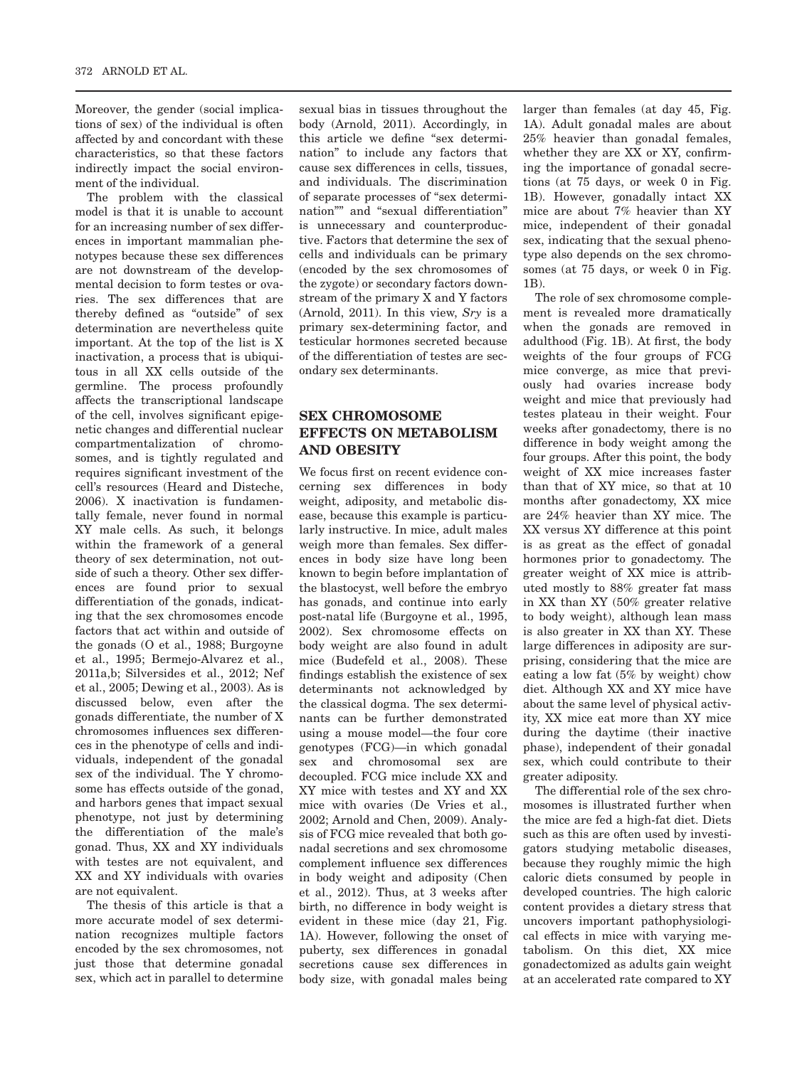Moreover, the gender (social implications of sex) of the individual is often affected by and concordant with these characteristics, so that these factors indirectly impact the social environment of the individual.

The problem with the classical model is that it is unable to account for an increasing number of sex differences in important mammalian phenotypes because these sex differences are not downstream of the developmental decision to form testes or ovaries. The sex differences that are thereby defined as "outside" of sex determination are nevertheless quite important. At the top of the list is X inactivation, a process that is ubiquitous in all XX cells outside of the germline. The process profoundly affects the transcriptional landscape of the cell, involves significant epigenetic changes and differential nuclear compartmentalization of chromosomes, and is tightly regulated and requires significant investment of the cell's resources (Heard and Disteche, 2006). X inactivation is fundamentally female, never found in normal XY male cells. As such, it belongs within the framework of a general theory of sex determination, not outside of such a theory. Other sex differences are found prior to sexual differentiation of the gonads, indicating that the sex chromosomes encode factors that act within and outside of the gonads (O et al., 1988; Burgoyne et al., 1995; Bermejo-Alvarez et al., 2011a,b; Silversides et al., 2012; Nef et al., 2005; Dewing et al., 2003). As is discussed below, even after the gonads differentiate, the number of X chromosomes influences sex differences in the phenotype of cells and individuals, independent of the gonadal sex of the individual. The Y chromosome has effects outside of the gonad, and harbors genes that impact sexual phenotype, not just by determining the differentiation of the male's gonad. Thus, XX and XY individuals with testes are not equivalent, and XX and XY individuals with ovaries are not equivalent.

The thesis of this article is that a more accurate model of sex determination recognizes multiple factors encoded by the sex chromosomes, not just those that determine gonadal sex, which act in parallel to determine sexual bias in tissues throughout the body (Arnold, 2011). Accordingly, in this article we define "sex determination" to include any factors that cause sex differences in cells, tissues, and individuals. The discrimination of separate processes of "sex determination"" and "sexual differentiation" is unnecessary and counterproductive. Factors that determine the sex of cells and individuals can be primary (encoded by the sex chromosomes of the zygote) or secondary factors downstream of the primary X and Y factors (Arnold, 2011). In this view, *Sry* is a primary sex-determining factor, and testicular hormones secreted because of the differentiation of testes are secondary sex determinants.

## SEX CHROMOSOME EFFECTS ON METABOLISM AND OBESITY

We focus first on recent evidence concerning sex differences in body weight, adiposity, and metabolic disease, because this example is particularly instructive. In mice, adult males weigh more than females. Sex differences in body size have long been known to begin before implantation of the blastocyst, well before the embryo has gonads, and continue into early post-natal life (Burgoyne et al., 1995, 2002). Sex chromosome effects on body weight are also found in adult mice (Budefeld et al., 2008). These findings establish the existence of sex determinants not acknowledged by the classical dogma. The sex determinants can be further demonstrated using a mouse model—the four core genotypes (FCG)—in which gonadal sex and chromosomal sex are decoupled. FCG mice include XX and XY mice with testes and XY and XX mice with ovaries (De Vries et al., 2002; Arnold and Chen, 2009). Analysis of FCG mice revealed that both gonadal secretions and sex chromosome complement influence sex differences in body weight and adiposity (Chen et al., 2012). Thus, at 3 weeks after birth, no difference in body weight is evident in these mice (day 21, Fig. 1A). However, following the onset of puberty, sex differences in gonadal secretions cause sex differences in body size, with gonadal males being larger than females (at day 45, Fig. 1A). Adult gonadal males are about 25% heavier than gonadal females, whether they are XX or XY, confirming the importance of gonadal secretions (at 75 days, or week 0 in Fig. 1B). However, gonadally intact XX mice are about 7% heavier than XY mice, independent of their gonadal sex, indicating that the sexual phenotype also depends on the sex chromosomes (at 75 days, or week 0 in Fig. 1B).

The role of sex chromosome complement is revealed more dramatically when the gonads are removed in adulthood (Fig. 1B). At first, the body weights of the four groups of FCG mice converge, as mice that previously had ovaries increase body weight and mice that previously had testes plateau in their weight. Four weeks after gonadectomy, there is no difference in body weight among the four groups. After this point, the body weight of XX mice increases faster than that of XY mice, so that at 10 months after gonadectomy, XX mice are 24% heavier than XY mice. The XX versus XY difference at this point is as great as the effect of gonadal hormones prior to gonadectomy. The greater weight of XX mice is attributed mostly to 88% greater fat mass in XX than XY (50% greater relative to body weight), although lean mass is also greater in XX than XY. These large differences in adiposity are surprising, considering that the mice are eating a low fat (5% by weight) chow diet. Although XX and XY mice have about the same level of physical activity, XX mice eat more than XY mice during the daytime (their inactive phase), independent of their gonadal sex, which could contribute to their greater adiposity.

The differential role of the sex chromosomes is illustrated further when the mice are fed a high-fat diet. Diets such as this are often used by investigators studying metabolic diseases, because they roughly mimic the high caloric diets consumed by people in developed countries. The high caloric content provides a dietary stress that uncovers important pathophysiological effects in mice with varying metabolism. On this diet, XX mice gonadectomized as adults gain weight at an accelerated rate compared to XY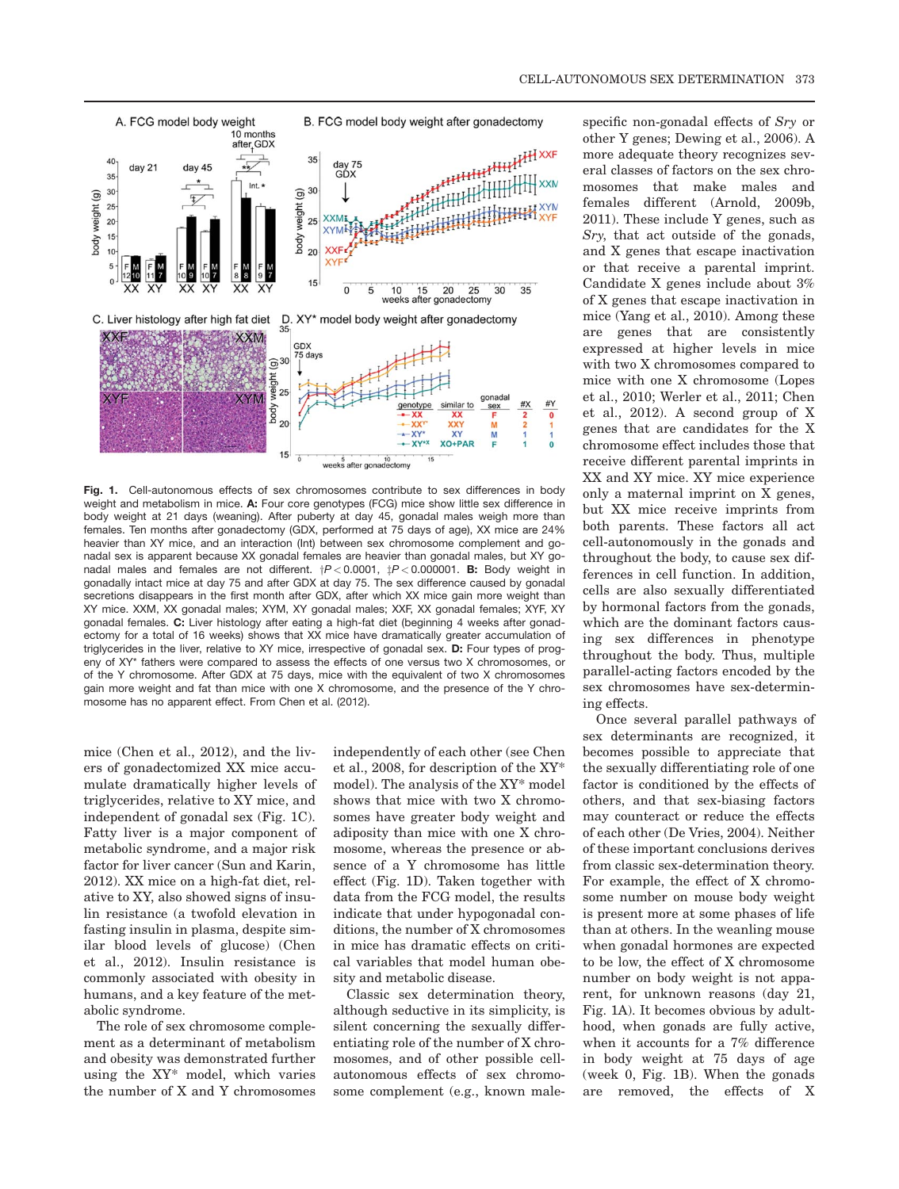**Fig. 1.** Cell-autonomous effects of sex chromosomes contribute to sex differences in body weight and metabolism in mice. **A:** Four core genotypes (FCG) mice show little sex difference in body weight at 21 days (weaning). After puberty at day 45, gonadal males weigh more than females. Ten months after gonadectomy (GDX, performed at 75 days of age), XX mice are 24% heavier than XY mice, and an interaction (Int) between sex chromosome complement and gonadal sex is apparent because XX gonadal females are heavier than gonadal males, but XY gonadal males and females are not different. †$P < 0.0001$, ‡$P < 0.000001$. **B:** Body weight in gonadally intact mice at day 75 and after GDX at day 75. The sex difference caused by gonadal secretions disappears in the first month after GDX, after which XX mice gain more weight than XY mice. XXM, XX gonadal males; XYM, XY gonadal males; XXF, XX gonadal females; XYF, XY gonadal females. **C:** Liver histology after eating a high-fat diet (beginning 4 weeks after gonadectomy for a total of 16 weeks) shows that XX mice have dramatically greater accumulation of triglycerides in the liver, relative to XY mice, irrespective of gonadal sex. **D:** Four types of progeny of XY* fathers were compared to assess the effects of one versus two X chromosomes, or of the Y chromosome. After GDX at 75 days, mice with the equivalent of two X chromosomes gain more weight and fat than mice with one X chromosome, and the presence of the Y chromosome has no apparent effect. From Chen et al. (2012).

mice (Chen et al., 2012), and the livers of gonadectomized XX mice accumulate dramatically higher levels of triglycerides, relative to XY mice, and independent of gonadal sex (Fig. 1C). Fatty liver is a major component of metabolic syndrome, and a major risk factor for liver cancer (Sun and Karin, 2012). XX mice on a high-fat diet, relative to XY, also showed signs of insulin resistance (a twofold elevation in fasting insulin in plasma, despite similar blood levels of glucose) (Chen et al., 2012). Insulin resistance is commonly associated with obesity in humans, and a key feature of the metabolic syndrome.

The role of sex chromosome complement as a determinant of metabolism and obesity was demonstrated further using the XY* model, which varies the number of X and Y chromosomes independently of each other (see Chen et al., 2008, for description of the XY* model). The analysis of the XY* model shows that mice with two X chromosomes have greater body weight and adiposity than mice with one X chromosome, whereas the presence or absence of a Y chromosome has little effect (Fig. 1D). Taken together with data from the FCG model, the results indicate that under hypogonadal conditions, the number of X chromosomes in mice has dramatic effects on critical variables that model human obesity and metabolic disease.

Classic sex determination theory, although seductive in its simplicity, is silent concerning the sexually differentiating role of the number of X chromosomes, and of other possible cell-autonomous effects of sex chromosome complement (e.g., known male-specific non-gonadal effects of *Sry* or other Y genes; Dewing et al., 2006). A more adequate theory recognizes several classes of factors on the sex chromosomes that make males and females different (Arnold, 2009b, 2011). These include Y genes, such as *Sry*, that act outside of the gonads, and X genes that escape inactivation or that receive a parental imprint. Candidate X genes include about 3% of X genes that escape inactivation in mice (Yang et al., 2010). Among these are genes that are consistently expressed at higher levels in mice with two X chromosomes compared to mice with one X chromosome (Lopes et al., 2010; Werler et al., 2011; Chen et al., 2012). A second group of X genes that are candidates for the X chromosome effect includes those that receive different parental imprints in XX and XY mice. XY mice experience only a maternal imprint on X genes, but XX mice receive imprints from both parents. These factors all act cell-autonomously in the gonads and throughout the body, to cause sex differences in cell function. In addition, cells are also sexually differentiated by hormonal factors from the gonads, which are the dominant factors causing sex differences in phenotype throughout the body. Thus, multiple parallel-acting factors encoded by the sex chromosomes have sex-determining effects.

Once several parallel pathways of sex determinants are recognized, it becomes possible to appreciate that the sexually differentiating role of one factor is conditioned by the effects of others, and that sex-biasing factors may counteract or reduce the effects of each other (De Vries, 2004). Neither of these important conclusions derives from classic sex-determination theory. For example, the effect of X chromosome number on mouse body weight is present more at some phases of life than at others. In the weanling mouse when gonadal hormones are expected to be low, the effect of X chromosome number on body weight is not apparent, for unknown reasons (day 21, Fig. 1A). It becomes obvious by adulthood, when gonads are fully active, when it accounts for a 7% difference in body weight at 75 days of age (week 0, Fig. 1B). When the gonads are removed, the effects of X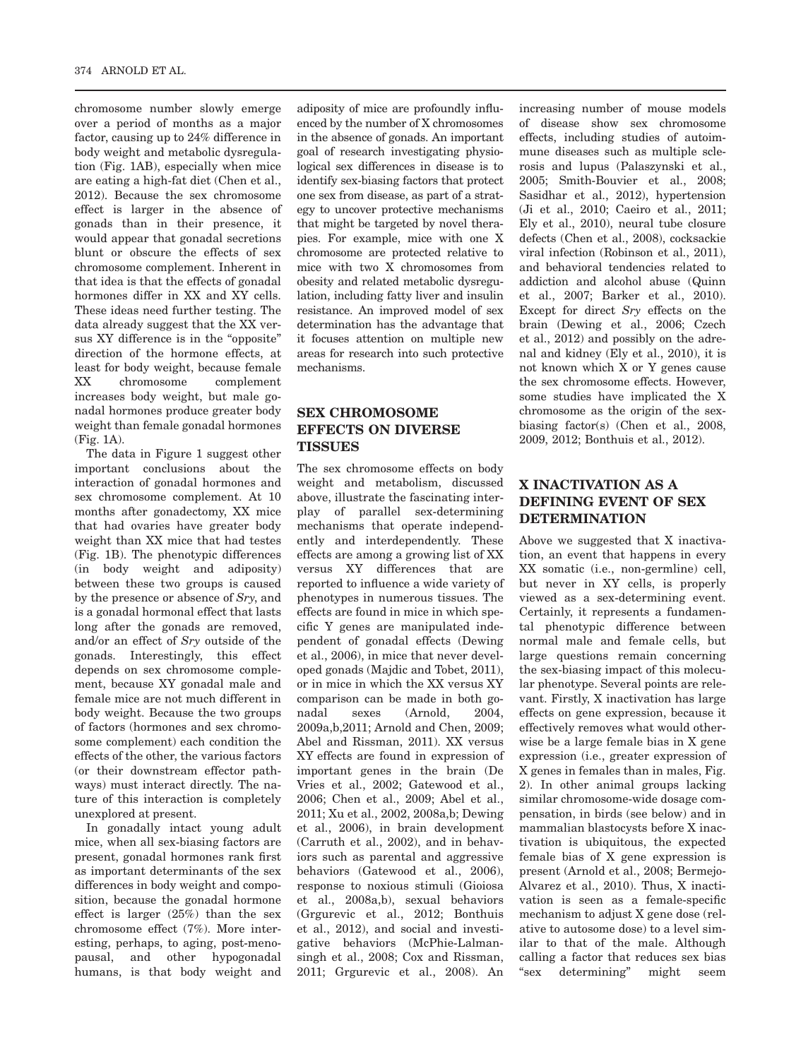chromosome number slowly emerge over a period of months as a major factor, causing up to 24% difference in body weight and metabolic dysregulation (Fig. 1AB), especially when mice are eating a high-fat diet (Chen et al., 2012). Because the sex chromosome effect is larger in the absence of gonads than in their presence, it would appear that gonadal secretions blunt or obscure the effects of sex chromosome complement. Inherent in that idea is that the effects of gonadal hormones differ in XX and XY cells. These ideas need further testing. The data already suggest that the XX versus XY difference is in the "opposite" direction of the hormone effects, at least for body weight, because female XX chromosome complement increases body weight, but male gonadal hormones produce greater body weight than female gonadal hormones (Fig. 1A).

The data in Figure 1 suggest other important conclusions about the interaction of gonadal hormones and sex chromosome complement. At 10 months after gonadectomy, XX mice that had ovaries have greater body weight than XX mice that had testes (Fig. 1B). The phenotypic differences (in body weight and adiposity) between these two groups is caused by the presence or absence of *Sry*, and is a gonadal hormonal effect that lasts long after the gonads are removed, and/or an effect of *Sry* outside of the gonads. Interestingly, this effect depends on sex chromosome complement, because XY gonadal male and female mice are not much different in body weight. Because the two groups of factors (hormones and sex chromosome complement) each condition the effects of the other, the various factors (or their downstream effector pathways) must interact directly. The nature of this interaction is completely unexplored at present.

In gonadally intact young adult mice, when all sex-biasing factors are present, gonadal hormones rank first as important determinants of the sex differences in body weight and composition, because the gonadal hormone effect is larger (25%) than the sex chromosome effect (7%). More interesting, perhaps, to aging, post-menopausal, and other hypogonadal humans, is that body weight and adiposity of mice are profoundly influenced by the number of X chromosomes in the absence of gonads. An important goal of research investigating physiological sex differences in disease is to identify sex-biasing factors that protect one sex from disease, as part of a strategy to uncover protective mechanisms that might be targeted by novel therapies. For example, mice with one X chromosome are protected relative to mice with two X chromosomes from obesity and related metabolic dysregulation, including fatty liver and insulin resistance. An improved model of sex determination has the advantage that it focuses attention on multiple new areas for research into such protective mechanisms.

## SEX CHROMOSOME EFFECTS ON DIVERSE TISSUES

The sex chromosome effects on body weight and metabolism, discussed above, illustrate the fascinating interplay of parallel sex-determining mechanisms that operate independently and interdependently. These effects are among a growing list of XX versus XY differences that are reported to influence a wide variety of phenotypes in numerous tissues. The effects are found in mice in which specific Y genes are manipulated independent of gonadal effects (Dewing et al., 2006), in mice that never developed gonads (Majdic and Tobet, 2011), or in mice in which the XX versus XY comparison can be made in both gonadal sexes (Arnold, 2004, 2009a,b,2011; Arnold and Chen, 2009; Abel and Rissman, 2011). XX versus XY effects are found in expression of important genes in the brain (De Vries et al., 2002; Gatewood et al., 2006; Chen et al., 2009; Abel et al., 2011; Xu et al., 2002, 2008a,b; Dewing et al., 2006), in brain development (Carruth et al., 2002), and in behaviors such as parental and aggressive behaviors (Gatewood et al., 2006), response to noxious stimuli (Gioiosa et al., 2008a,b), sexual behaviors (Grgurevic et al., 2012; Bonthuis et al., 2012), and social and investigative behaviors (McPhie-Lalmansingh et al., 2008; Cox and Rissman, 2011; Grgurevic et al., 2008). An increasing number of mouse models of disease show sex chromosome effects, including studies of autoimmune diseases such as multiple sclerosis and lupus (Palaszynski et al., 2005; Smith-Bouvier et al., 2008; Sasidhar et al., 2012), hypertension (Ji et al., 2010; Caeiro et al., 2011; Ely et al., 2010), neural tube closure defects (Chen et al., 2008), cocksackie viral infection (Robinson et al., 2011), and behavioral tendencies related to addiction and alcohol abuse (Quinn et al., 2007; Barker et al., 2010). Except for direct *Sry* effects on the brain (Dewing et al., 2006; Czech et al., 2012) and possibly on the adrenal and kidney (Ely et al., 2010), it is not known which X or Y genes cause the sex chromosome effects. However, some studies have implicated the X chromosome as the origin of the sex-biasing factor(s) (Chen et al., 2008, 2009, 2012; Bonthuis et al., 2012).

## X INACTIVATION AS A DEFINING EVENT OF SEX DETERMINATION

Above we suggested that X inactivation, an event that happens in every XX somatic (i.e., non-germline) cell, but never in XY cells, is properly viewed as a sex-determining event. Certainly, it represents a fundamental phenotypic difference between normal male and female cells, but large questions remain concerning the sex-biasing impact of this molecular phenotype. Several points are relevant. Firstly, X inactivation has large effects on gene expression, because it effectively removes what would otherwise be a large female bias in X gene expression (i.e., greater expression of X genes in females than in males, Fig. 2). In other animal groups lacking similar chromosome-wide dosage compensation, in birds (see below) and in mammalian blastocysts before X inactivation is ubiquitous, the expected female bias of X gene expression is present (Arnold et al., 2008; Bermejo-Alvarez et al., 2010). Thus, X inactivation is seen as a female-specific mechanism to adjust X gene dose (relative to autosome dose) to a level similar to that of the male. Although calling a factor that reduces sex bias "sex determining" might seem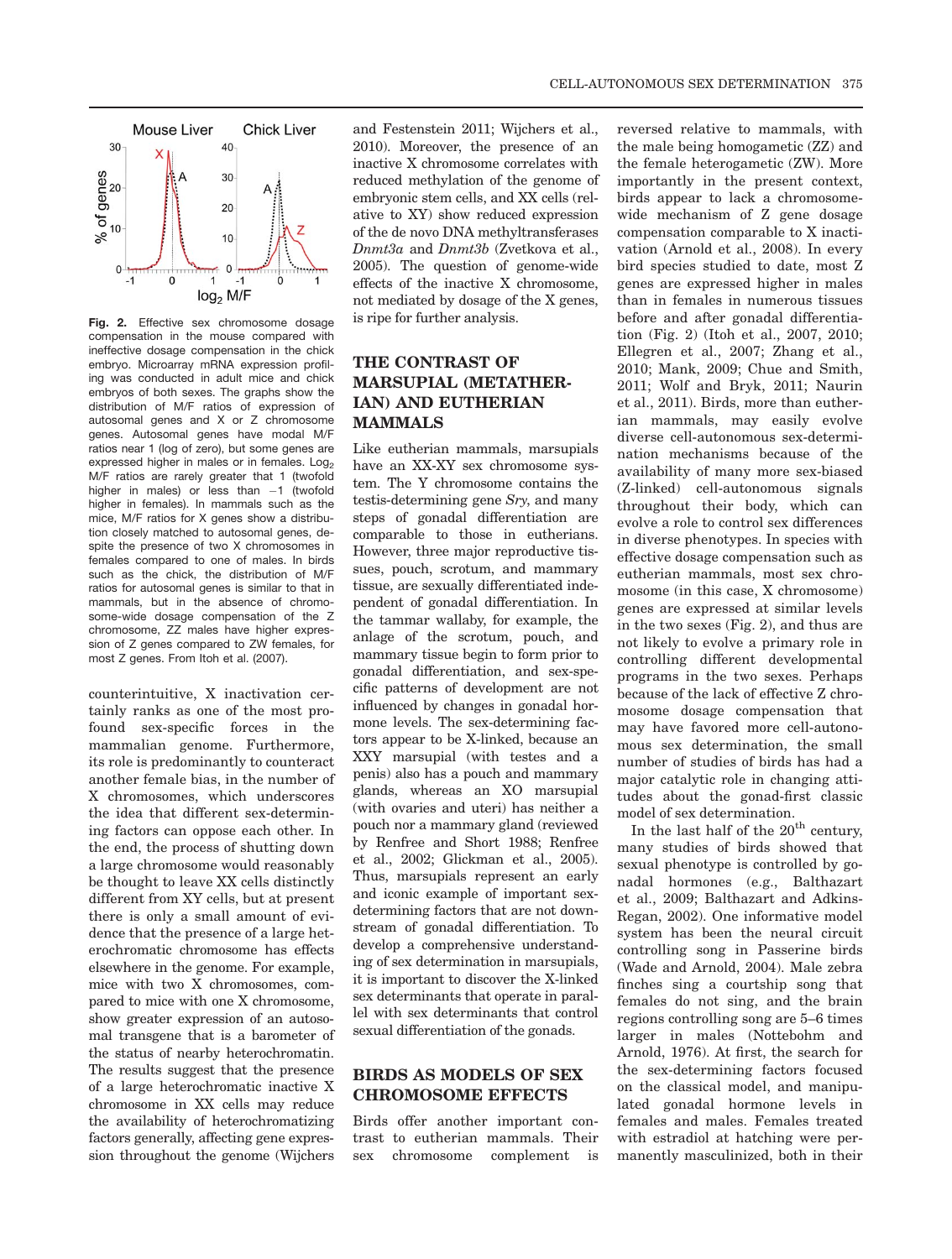Mouse Liver

Chick Liver

30

40

X

A

A

Z

% of genes

20

10

0

30

20

10

0

-1 0 1 -1 0 1

$\log_2$ M/F

**Fig. 2.** Effective sex chromosome dosage compensation in the mouse compared with ineffective dosage compensation in the chick embryo. Microarray mRNA expression profiling was conducted in adult mice and chick embryos of both sexes. The graphs show the distribution of M/F ratios of expression of autosomal genes and X or Z chromosome genes. Autosomal genes have modal M/F ratios near 1 (log of zero), but some genes are expressed higher in males or in females. $\text{Log}_2$ M/F ratios are rarely greater that 1 (twofold higher in males) or less than −1 (twofold higher in females). In mammals such as the mice, M/F ratios for X genes show a distribution closely matched to autosomal genes, despite the presence of two X chromosomes in females compared to one of males. In birds such as the chick, the distribution of M/F ratios for autosomal genes is similar to that in mammals, but in the absence of chromosome-wide dosage compensation of the Z chromosome, ZZ males have higher expression of Z genes compared to ZW females, for most Z genes. From Itoh et al. (2007).

counterintuitive, X inactivation certainly ranks as one of the most profound sex-specific forces in the mammalian genome. Furthermore, its role is predominantly to counteract another female bias, in the number of X chromosomes, which underscores the idea that different sex-determining factors can oppose each other. In the end, the process of shutting down a large chromosome would reasonably be thought to leave XX cells distinctly different from XY cells, but at present there is only a small amount of evidence that the presence of a large heterochromatic chromosome has effects elsewhere in the genome. For example, mice with two X chromosomes, compared to mice with one X chromosome, show greater expression of an autosomal transgene that is a barometer of the status of nearby heterochromatin. The results suggest that the presence of a large heterochromatic inactive X chromosome in XX cells may reduce the availability of heterochromatizing factors generally, affecting gene expression throughout the genome (Wijchers and Festenstein 2011; Wijchers et al., 2010). Moreover, the presence of an inactive X chromosome correlates with reduced methylation of the genome of embryonic stem cells, and XX cells (relative to XY) show reduced expression of the de novo DNA methyltransferases *Dnmt3a* and *Dnmt3b* (Zvetkova et al., 2005). The question of genome-wide effects of the inactive X chromosome, not mediated by dosage of the X genes, is ripe for further analysis.

## THE CONTRAST OF MARSUPIAL (METATHERIAN) AND EUTHERIAN MAMMALS

Like eutherian mammals, marsupials have an XX-XY sex chromosome system. The Y chromosome contains the testis-determining gene *Sry*, and many steps of gonadal differentiation are comparable to those in eutherians. However, three major reproductive tissues, pouch, scrotum, and mammary tissue, are sexually differentiated independent of gonadal differentiation. In the tammar wallaby, for example, the anlage of the scrotum, pouch, and mammary tissue begin to form prior to gonadal differentiation, and sex-specific patterns of development are not influenced by changes in gonadal hormone levels. The sex-determining factors appear to be X-linked, because an XXY marsupial (with testes and a penis) also has a pouch and mammary glands, whereas an XO marsupial (with ovaries and uteri) has neither a pouch nor a mammary gland (reviewed by Renfree and Short 1988; Renfree et al., 2002; Glickman et al., 2005). Thus, marsupials represent an early and iconic example of important sex-determining factors that are not downstream of gonadal differentiation. To develop a comprehensive understanding of sex determination in marsupials, it is important to discover the X-linked sex determinants that operate in parallel with sex determinants that control sexual differentiation of the gonads.

## BIRDS AS MODELS OF SEX CHROMOSOME EFFECTS

Birds offer another important contrast to eutherian mammals. Their sex chromosome complement is reversed relative to mammals, with the male being homogametic (ZZ) and the female heterogametic (ZW). More importantly in the present context, birds appear to lack a chromosome-wide mechanism of Z gene dosage compensation comparable to X inactivation (Arnold et al., 2008). In every bird species studied to date, most Z genes are expressed higher in males than in females in numerous tissues before and after gonadal differentiation (Fig. 2) (Itoh et al., 2007, 2010; Ellegren et al., 2007; Zhang et al., 2010; Mank, 2009; Chue and Smith, 2011; Wolf and Bryk, 2011; Naurin et al., 2011). Birds, more than eutherian mammals, may easily evolve diverse cell-autonomous sex-determination mechanisms because of the availability of many more sex-biased (Z-linked) cell-autonomous signals throughout their body, which can evolve a role to control sex differences in diverse phenotypes. In species with effective dosage compensation such as eutherian mammals, most sex chromosome (in this case, X chromosome) genes are expressed at similar levels in the two sexes (Fig. 2), and thus are not likely to evolve a primary role in controlling different developmental programs in the two sexes. Perhaps because of the lack of effective Z chromosome dosage compensation that may have favored more cell-autonomous sex determination, the small number of studies of birds has had a major catalytic role in changing attitudes about the gonad-first classic model of sex determination.

In the last half of the 20[th] century, many studies of birds showed that sexual phenotype is controlled by gonadal hormones (e.g., Balthazart et al., 2009; Balthazart and Adkins-Regan, 2002). One informative model system has been the neural circuit controlling song in Passerine birds (Wade and Arnold, 2004). Male zebra finches sing a courtship song that females do not sing, and the brain regions controlling song are 5–6 times larger in males (Nottebohm and Arnold, 1976). At first, the search for the sex-determining factors focused on the classical model, and manipulated gonadal hormone levels in females and males. Females treated with estradiol at hatching were permanently masculinized, both in their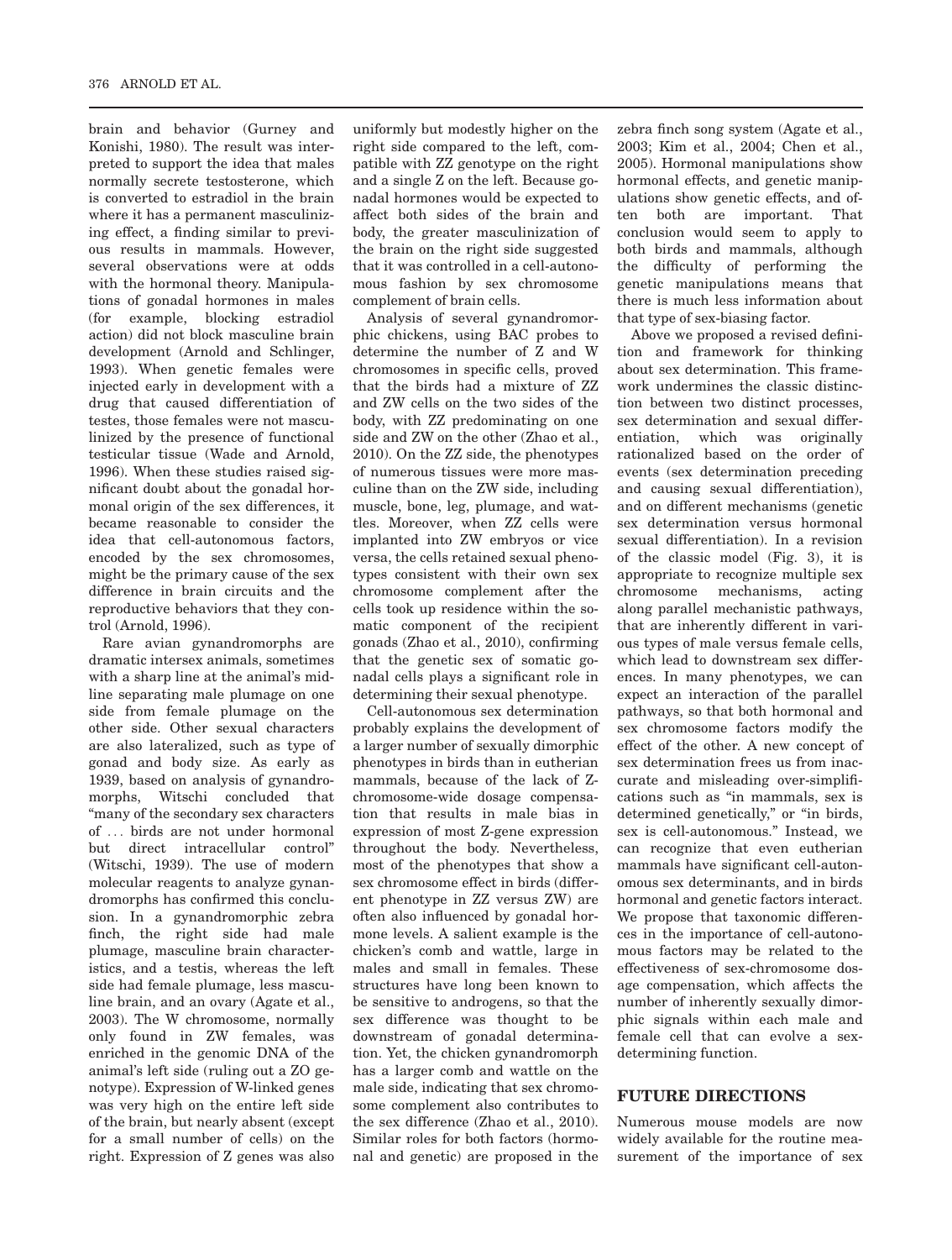brain and behavior (Gurney and Konishi, 1980). The result was interpreted to support the idea that males normally secrete testosterone, which is converted to estradiol in the brain where it has a permanent masculinizing effect, a finding similar to previous results in mammals. However, several observations were at odds with the hormonal theory. Manipulations of gonadal hormones in males (for example, blocking estradiol action) did not block masculine brain development (Arnold and Schlinger, 1993). When genetic females were injected early in development with a drug that caused differentiation of testes, those females were not masculinized by the presence of functional testicular tissue (Wade and Arnold, 1996). When these studies raised significant doubt about the gonadal hormonal origin of the sex differences, it became reasonable to consider the idea that cell-autonomous factors, encoded by the sex chromosomes, might be the primary cause of the sex difference in brain circuits and the reproductive behaviors that they control (Arnold, 1996).

Rare avian gynandromorphs are dramatic intersex animals, sometimes with a sharp line at the animal's midline separating male plumage on one side from female plumage on the other side. Other sexual characters are also lateralized, such as type of gonad and body size. As early as 1939, based on analysis of gynandromorphs, Witschi concluded that "many of the secondary sex characters of ... birds are not under hormonal but direct intracellular control" (Witschi, 1939). The use of modern molecular reagents to analyze gynandromorphs has confirmed this conclusion. In a gynandromorphic zebra finch, the right side had male plumage, masculine brain characteristics, and a testis, whereas the left side had female plumage, less masculine brain, and an ovary (Agate et al., 2003). The W chromosome, normally only found in ZW females, was enriched in the genomic DNA of the animal's left side (ruling out a ZO genotype). Expression of W-linked genes was very high on the entire left side of the brain, but nearly absent (except for a small number of cells) on the right. Expression of Z genes was also uniformly but modestly higher on the right side compared to the left, compatible with ZZ genotype on the right and a single Z on the left. Because gonadal hormones would be expected to affect both sides of the brain and body, the greater masculinization of the brain on the right side suggested that it was controlled in a cell-autonomous fashion by sex chromosome complement of brain cells.

Analysis of several gynandromorphic chickens, using BAC probes to determine the number of Z and W chromosomes in specific cells, proved that the birds had a mixture of ZZ and ZW cells on the two sides of the body, with ZZ predominating on one side and ZW on the other (Zhao et al., 2010). On the ZZ side, the phenotypes of numerous tissues were more masculine than on the ZW side, including muscle, bone, leg, plumage, and wattles. Moreover, when ZZ cells were implanted into ZW embryos or vice versa, the cells retained sexual phenotypes consistent with their own sex chromosome complement after the cells took up residence within the somatic component of the recipient gonads (Zhao et al., 2010), confirming that the genetic sex of somatic gonadal cells plays a significant role in determining their sexual phenotype.

Cell-autonomous sex determination probably explains the development of a larger number of sexually dimorphic phenotypes in birds than in eutherian mammals, because of the lack of Z-chromosome-wide dosage compensation that results in male bias in expression of most Z-gene expression throughout the body. Nevertheless, most of the phenotypes that show a sex chromosome effect in birds (different phenotype in ZZ versus ZW) are often also influenced by gonadal hormone levels. A salient example is the chicken's comb and wattle, large in males and small in females. These structures have long been known to be sensitive to androgens, so that the sex difference was thought to be downstream of gonadal determination. Yet, the chicken gynandromorph has a larger comb and wattle on the male side, indicating that sex chromosome complement also contributes to the sex difference (Zhao et al., 2010). Similar roles for both factors (hormonal and genetic) are proposed in the zebra finch song system (Agate et al., 2003; Kim et al., 2004; Chen et al., 2005). Hormonal manipulations show hormonal effects, and genetic manipulations show genetic effects, and often both are important. That conclusion would seem to apply to both birds and mammals, although the difficulty of performing the genetic manipulations means that there is much less information about that type of sex-biasing factor.

Above we proposed a revised definition and framework for thinking about sex determination. This framework undermines the classic distinction between two distinct processes, sex determination and sexual differentiation, which was originally rationalized based on the order of events (sex determination preceding and causing sexual differentiation), and on different mechanisms (genetic sex determination versus hormonal sexual differentiation). In a revision of the classic model (Fig. 3), it is appropriate to recognize multiple sex chromosome mechanisms, acting along parallel mechanistic pathways, that are inherently different in various types of male versus female cells, which lead to downstream sex differences. In many phenotypes, we can expect an interaction of the parallel pathways, so that both hormonal and sex chromosome factors modify the effect of the other. A new concept of sex determination frees us from inaccurate and misleading over-simplifications such as "in mammals, sex is determined genetically," or "in birds, sex is cell-autonomous." Instead, we can recognize that even eutherian mammals have significant cell-autonomous sex determinants, and in birds hormonal and genetic factors interact. We propose that taxonomic differences in the importance of cell-autonomous factors may be related to the effectiveness of sex-chromosome dosage compensation, which affects the number of inherently sexually dimorphic signals within each male and female cell that can evolve a sex-determining function.

## FUTURE DIRECTIONS

Numerous mouse models are now widely available for the routine measurement of the importance of sex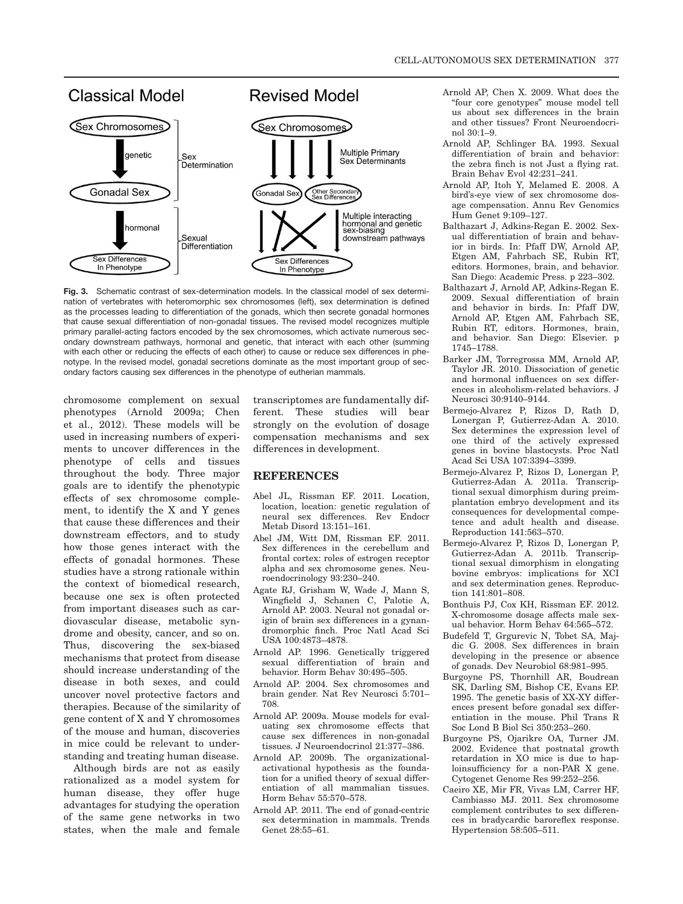**Fig. 3.** Schematic contrast of sex-determination models. In the classical model of sex determination of vertebrates with heteromorphic sex chromosomes (left), sex determination is defined as the processes leading to differentiation of the gonads, which then secrete gonadal hormones that cause sexual differentiation of non-gonadal tissues. The revised model recognizes multiple primary parallel-acting factors encoded by the sex chromosomes, which activate numerous secondary downstream pathways, hormonal and genetic, that interact with each other (summing with each other or reducing the effects of each other) to cause or reduce sex differences in phenotype. In the revised model, gonadal secretions dominate as the most important group of secondary factors causing sex differences in the phenotype of eutherian mammals.

chromosome complement on sexual phenotypes (Arnold 2009a; Chen et al., 2012). These models will be used in increasing numbers of experiments to uncover differences in the phenotype of cells and tissues throughout the body. Three major goals are to identify the phenotypic effects of sex chromosome complement, to identify the X and Y genes that cause these differences and their downstream effectors, and to study how those genes interact with the effects of gonadal hormones. These studies have a strong rationale within the context of biomedical research, because one sex is often protected from important diseases such as cardiovascular disease, metabolic syndrome and obesity, cancer, and so on. Thus, discovering the sex-biased mechanisms that protect from disease should increase understanding of the disease in both sexes, and could uncover novel protective factors and therapies. Because of the similarity of gene content of X and Y chromosomes of the mouse and human, discoveries in mice could be relevant to understanding and treating human disease.

Although birds are not as easily rationalized as a model system for human disease, they offer huge advantages for studying the operation of the same gene networks in two states, when the male and female transcriptomes are fundamentally different. These studies will bear strongly on the evolution of dosage compensation mechanisms and sex differences in development.

## REFERENCES

- Abel JL, Rissman EF. 2011. Location, location, location: genetic regulation of neural sex differences. Rev Endocr Metab Disord 13:151–161.
- Abel JM, Witt DM, Rissman EF. 2011. Sex differences in the cerebellum and frontal cortex: roles of estrogen receptor alpha and sex chromosome genes. Neuroendocrinology 93:230–240.
- Agate RJ, Grisham W, Wade J, Mann S, Wingfield J, Schanen C, Palotie A, Arnold AP. 2003. Neural not gonadal origin of brain sex differences in a gynandromorphic finch. Proc Natl Acad Sci USA 100:4873–4878.
- Arnold AP. 1996. Genetically triggered sexual differentiation of brain and behavior. Horm Behav 30:495–505.
- Arnold AP. 2004. Sex chromosomes and brain gender. Nat Rev Neurosci 5:701–708.
- Arnold AP. 2009a. Mouse models for evaluating sex chromosome effects that cause sex differences in non-gonadal tissues. J Neuroendocrinol 21:377–386.
- Arnold AP. 2009b. The organizational-activational hypothesis as the foundation for a unified theory of sexual differentiation of all mammalian tissues. Horm Behav 55:570–578.
- Arnold AP. 2011. The end of gonad-centric sex determination in mammals. Trends Genet 28:55–61.
- Arnold AP, Chen X. 2009. What does the "four core genotypes" mouse model tell us about sex differences in the brain and other tissues? Front Neuroendocrinol 30:1–9.
- Arnold AP, Schlinger BA. 1993. Sexual differentiation of brain and behavior: the zebra finch is not Just a flying rat. Brain Behav Evol 42:231–241.
- Arnold AP, Itoh Y, Melamed E. 2008. A bird's-eye view of sex chromosome dosage compensation. Annu Rev Genomics Hum Genet 9:109–127.
- Balthazart J, Adkins-Regan E. 2002. Sexual differentiation of brain and behavior in birds. In: Pfaff DW, Arnold AP, Etgen AM, Fahrbach SE, Rubin RT, editors. Hormones, brain, and behavior. San Diego: Academic Press. p 223–302.
- Balthazart J, Arnold AP, Adkins-Regan E. 2009. Sexual differentiation of brain and behavior in birds. In: Pfaff DW, Arnold AP, Etgen AM, Fahrbach SE, Rubin RT, editors. Hormones, brain, and behavior. San Diego: Elsevier. p 1745–1788.
- Barker JM, Torregrossa MM, Arnold AP, Taylor JR. 2010. Dissociation of genetic and hormonal influences on sex differences in alcoholism-related behaviors. J Neurosci 30:9140–9144.
- Bermejo-Alvarez P, Rizos D, Rath D, Lonergan P, Gutierrez-Adan A. 2010. Sex determines the expression level of one third of the actively expressed genes in bovine blastocysts. Proc Natl Acad Sci USA 107:3394–3399.
- Bermejo-Alvarez P, Rizos D, Lonergan P, Gutierrez-Adan A. 2011a. Transcriptional sexual dimorphism during preimplantation embryo development and its consequences for developmental competence and adult health and disease. Reproduction 141:563–570.
- Bermejo-Alvarez P, Rizos D, Lonergan P, Gutierrez-Adan A. 2011b. Transcriptional sexual dimorphism in elongating bovine embryos: implications for XCI and sex determination genes. Reproduction 141:801–808.
- Bonthuis PJ, Cox KH, Rissman EF. 2012. X-chromosome dosage affects male sexual behavior. Horm Behav 64:565–572.
- Budefeld T, Grgurevic N, Tobet SA, Majdic G. 2008. Sex differences in brain developing in the presence or absence of gonads. Dev Neurobiol 68:981–995.
- Burgoyne PS, Thornhill AR, Boudrean SK, Darling SM, Bishop CE, Evans EP. 1995. The genetic basis of XX-XY differences present before gonadal sex differentiation in the mouse. Phil Trans R Soc Lond B Biol Sci 350:253–260.
- Burgoyne PS, Ojarikre OA, Turner JM. 2002. Evidence that postnatal growth retardation in XO mice is due to haploinsufficiency for a non-PAR X gene. Cytogenet Genome Res 99:252–256.
- Caeiro XE, Mir FR, Vivas LM, Carrer HF, Cambiasso MJ. 2011. Sex chromosome complement contributes to sex differences in bradycardic baroreflex response. Hypertension 58:505–511.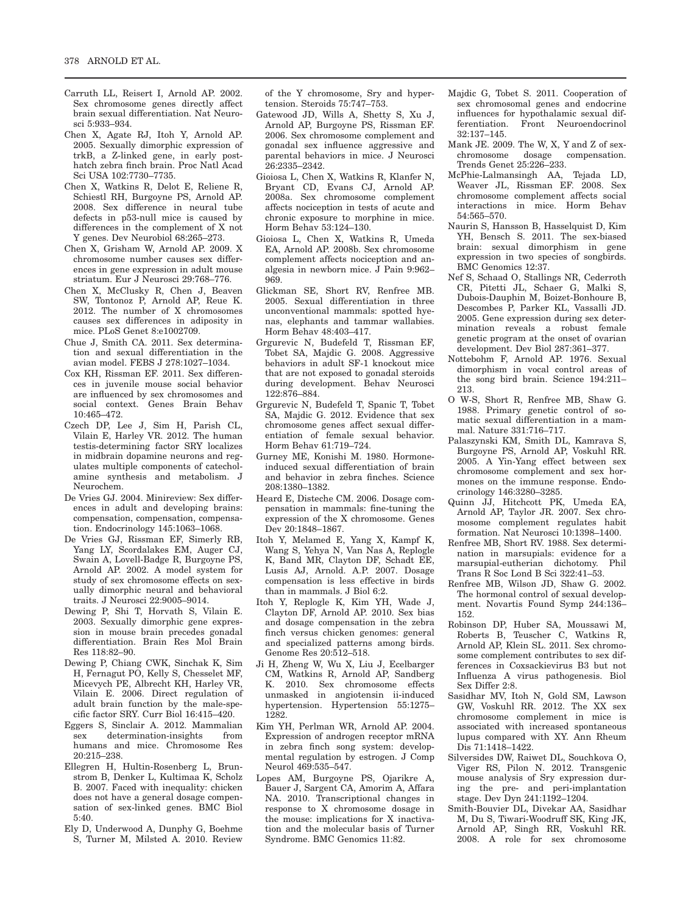Carruth LL, Reisert I, Arnold AP. 2002. Sex chromosome genes directly affect brain sexual differentiation. Nat Neurosci 5:933–934.

Chen X, Agate RJ, Itoh Y, Arnold AP. 2005. Sexually dimorphic expression of trkB, a Z-linked gene, in early posthatch zebra finch brain. Proc Natl Acad Sci USA 102:7730–7735.

Chen X, Watkins R, Delot E, Reliene R, Schiestl RH, Burgoyne PS, Arnold AP. 2008. Sex difference in neural tube defects in p53-null mice is caused by differences in the complement of X not Y genes. Dev Neurobiol 68:265–273.

Chen X, Grisham W, Arnold AP. 2009. X chromosome number causes sex differences in gene expression in adult mouse striatum. Eur J Neurosci 29:768–776.

Chen X, McClusky R, Chen J, Beaven SW, Tontonoz P, Arnold AP, Reue K. 2012. The number of X chromosomes causes sex differences in adiposity in mice. PLoS Genet 8:e1002709.

Chue J, Smith CA. 2011. Sex determination and sexual differentiation in the avian model. FEBS J 278:1027–1034.

Cox KH, Rissman EF. 2011. Sex differences in juvenile mouse social behavior are influenced by sex chromosomes and social context. Genes Brain Behav 10:465–472.

Czech DP, Lee J, Sim H, Parish CL, Vilain E, Harley VR. 2012. The human testis-determining factor SRY localizes in midbrain dopamine neurons and regulates multiple components of catecholamine synthesis and metabolism. J Neurochem.

De Vries GJ. 2004. Minireview: Sex differences in adult and developing brains: compensation, compensation, compensation. Endocrinology 145:1063–1068.

De Vries GJ, Rissman EF, Simerly RB, Yang LY, Scordalakes EM, Auger CJ, Swain A, Lovell-Badge R, Burgoyne PS, Arnold AP. 2002. A model system for study of sex chromosome effects on sexually dimorphic neural and behavioral traits. J Neurosci 22:9005–9014.

Dewing P, Shi T, Horvath S, Vilain E. 2003. Sexually dimorphic gene expression in mouse brain precedes gonadal differentiation. Brain Res Mol Brain Res 118:82–90.

Dewing P, Chiang CWK, Sinchak K, Sim H, Fernagut PO, Kelly S, Chesselet MF, Micevych PE, Albrecht KH, Harley VR, Vilain E. 2006. Direct regulation of adult brain function by the male-specific factor SRY. Curr Biol 16:415–420.

Eggers S, Sinclair A. 2012. Mammalian sex determination-insights from humans and mice. Chromosome Res 20:215–238.

Ellegren H, Hultin-Rosenberg L, Brunstrom B, Denker L, Kultimaa K, Scholz B. 2007. Faced with inequality: chicken does not have a general dosage compensation of sex-linked genes. BMC Biol 5:40.

Ely D, Underwood A, Dunphy G, Boehme S, Turner M, Milsted A. 2010. Review of the Y chromosome, Sry and hypertension. Steroids 75:747–753.

Gatewood JD, Wills A, Shetty S, Xu J, Arnold AP, Burgoyne PS, Rissman EF. 2006. Sex chromosome complement and gonadal sex influence aggressive and parental behaviors in mice. J Neurosci 26:2335–2342.

Gioiosa L, Chen X, Watkins R, Klanfer N, Bryant CD, Evans CJ, Arnold AP. 2008a. Sex chromosome complement affects nociception in tests of acute and chronic exposure to morphine in mice. Horm Behav 53:124–130.

Gioiosa L, Chen X, Watkins R, Umeda EA, Arnold AP. 2008b. Sex chromosome complement affects nociception and analgesia in newborn mice. J Pain 9:962–969.

Glickman SE, Short RV, Renfree MB. 2005. Sexual differentiation in three unconventional mammals: spotted hyenas, elephants and tammar wallabies. Horm Behav 48:403–417.

Grgurevic N, Budefeld T, Rissman EF, Tobet SA, Majdic G. 2008. Aggressive behaviors in adult SF-1 knockout mice that are not exposed to gonadal steroids during development. Behav Neurosci 122:876–884.

Grgurevic N, Budefeld T, Spanic T, Tobet SA, Majdic G. 2012. Evidence that sex chromosome genes affect sexual differentiation of female sexual behavior. Horm Behav 61:719–724.

Gurney ME, Konishi M. 1980. Hormone-induced sexual differentiation of brain and behavior in zebra finches. Science 208:1380–1382.

Heard E, Disteche CM. 2006. Dosage compensation in mammals: fine-tuning the expression of the X chromosome. Genes Dev 20:1848–1867.

Itoh Y, Melamed E, Yang X, Kampf K, Wang S, Yehya N, Van Nas A, Replogle K, Band MR, Clayton DF, Schadt EE, Lusis AJ, Arnold. A.P. 2007. Dosage compensation is less effective in birds than in mammals. J Biol 6:2.

Itoh Y, Replogle K, Kim YH, Wade J, Clayton DF, Arnold AP. 2010. Sex bias and dosage compensation in the zebra finch versus chicken genomes: general and specialized patterns among birds. Genome Res 20:512–518.

Ji H, Zheng W, Wu X, Liu J, Ecelbarger CM, Watkins R, Arnold AP, Sandberg K. 2010. Sex chromosome effects unmasked in angiotensin ii-induced hypertension. Hypertension 55:1275–1282.

Kim YH, Perlman WR, Arnold AP. 2004. Expression of androgen receptor mRNA in zebra finch song system: developmental regulation by estrogen. J Comp Neurol 469:535–547.

Lopes AM, Burgoyne PS, Ojarikre A, Bauer J, Sargent CA, Amorim A, Affara NA. 2010. Transcriptional changes in response to X chromosome dosage in the mouse: implications for X inactivation and the molecular basis of Turner Syndrome. BMC Genomics 11:82.

Majdic G, Tobet S. 2011. Cooperation of sex chromosomal genes and endocrine influences for hypothalamic sexual differentiation. Front Neuroendocrinol 32:137–145.

Mank JE. 2009. The W, X, Y and Z of sex-chromosome dosage compensation. Trends Genet 25:226–233.

McPhie-Lalmansingh AA, Tejada LD, Weaver JL, Rissman EF. 2008. Sex chromosome complement affects social interactions in mice. Horm Behav 54:565–570.

Naurin S, Hansson B, Hasselquist D, Kim YH, Bensch S. 2011. The sex-biased brain: sexual dimorphism in gene expression in two species of songbirds. BMC Genomics 12:37.

Nef S, Schaad O, Stallings NR, Cederroth CR, Pitetti JL, Schaer G, Malki S, Dubois-Dauphin M, Boizet-Bonhoure B, Descombes P, Parker KL, Vassalli JD. 2005. Gene expression during sex determination reveals a robust female genetic program at the onset of ovarian development. Dev Biol 287:361–377.

Nottebohm F, Arnold AP. 1976. Sexual dimorphism in vocal control areas of the song bird brain. Science 194:211–213.

O W-S, Short R, Renfree MB, Shaw G. 1988. Primary genetic control of somatic sexual differentiation in a mammal. Nature 331:716–717.

Palaszynski KM, Smith DL, Kamrava S, Burgoyne PS, Arnold AP, Voskuhl RR. 2005. A Yin-Yang effect between sex chromosome complement and sex hormones on the immune response. Endocrinology 146:3280–3285.

Quinn JJ, Hitchcott PK, Umeda EA, Arnold AP, Taylor JR. 2007. Sex chromosome complement regulates habit formation. Nat Neurosci 10:1398–1400.

Renfree MB, Short RV. 1988. Sex determination in marsupials: evidence for a marsupial-eutherian dichotomy. Phil Trans R Soc Lond B Sci 322:41–53.

Renfree MB, Wilson JD, Shaw G. 2002. The hormonal control of sexual development. Novartis Found Symp 244:136–152.

Robinson DP, Huber SA, Moussawi M, Roberts B, Teuscher C, Watkins R, Arnold AP, Klein SL. 2011. Sex chromosome complement contributes to sex differences in Coxsackievirus B3 but not Influenza A virus pathogenesis. Biol Sex Differ 2:8.

Sasidhar MV, Itoh N, Gold SM, Lawson GW, Voskuhl RR. 2012. The XX sex chromosome complement in mice is associated with increased spontaneous lupus compared with XY. Ann Rheum Dis 71:1418–1422.

Silversides DW, Raiwet DL, Souchkova O, Viger RS, Pilon N. 2012. Transgenic mouse analysis of Sry expression during the pre- and peri-implantation stage. Dev Dyn 241:1192–1204.

Smith-Bouvier DL, Divekar AA, Sasidhar M, Du S, Tiwari-Woodruff SK, King JK, Arnold AP, Singh RR, Voskuhl RR. 2008. A role for sex chromosome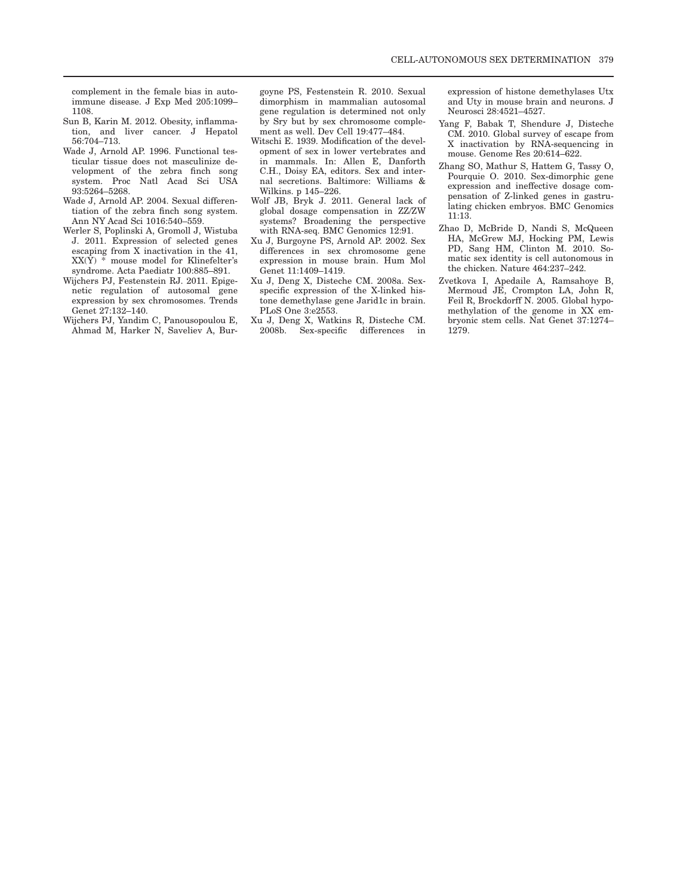complement in the female bias in autoimmune disease. J Exp Med 205:1099–1108.

Sun B, Karin M. 2012. Obesity, inflammation, and liver cancer. J Hepatol 56:704–713.

Wade J, Arnold AP. 1996. Functional testicular tissue does not masculinize development of the zebra finch song system. Proc Natl Acad Sci USA 93:5264–5268.

Wade J, Arnold AP. 2004. Sexual differentiation of the zebra finch song system. Ann NY Acad Sci 1016:540–559.

Werler S, Poplinski A, Gromoll J, Wistuba J. 2011. Expression of selected genes escaping from X inactivation in the 41, XX(Y) * mouse model for Klinefelter's syndrome. Acta Paediatr 100:885–891.

Wijchers PJ, Festenstein RJ. 2011. Epigenetic regulation of autosomal gene expression by sex chromosomes. Trends Genet 27:132–140.

Wijchers PJ, Yandim C, Panousopoulou E, Ahmad M, Harker N, Saveliev A, Burgoyne PS, Festenstein R. 2010. Sexual dimorphism in mammalian autosomal gene regulation is determined not only by Sry but by sex chromosome complement as well. Dev Cell 19:477–484.

Witschi E. 1939. Modification of the development of sex in lower vertebrates and in mammals. In: Allen E, Danforth C.H., Doisy EA, editors. Sex and internal secretions. Baltimore: Williams & Wilkins. p 145–226.

Wolf JB, Bryk J. 2011. General lack of global dosage compensation in ZZ/ZW systems? Broadening the perspective with RNA-seq. BMC Genomics 12:91.

Xu J, Burgoyne PS, Arnold AP. 2002. Sex differences in sex chromosome gene expression in mouse brain. Hum Mol Genet 11:1409–1419.

Xu J, Deng X, Disteche CM. 2008a. Sex-specific expression of the X-linked histone demethylase gene Jarid1c in brain. PLoS One 3:e2553.

Xu J, Deng X, Watkins R, Disteche CM. 2008b. Sex-specific differences in expression of histone demethylases Utx and Uty in mouse brain and neurons. J Neurosci 28:4521–4527.

Yang F, Babak T, Shendure J, Disteche CM. 2010. Global survey of escape from X inactivation by RNA-sequencing in mouse. Genome Res 20:614–622.

Zhang SO, Mathur S, Hattem G, Tassy O, Pourquie O. 2010. Sex-dimorphic gene expression and ineffective dosage compensation of Z-linked genes in gastrulating chicken embryos. BMC Genomics 11:13.

Zhao D, McBride D, Nandi S, McQueen HA, McGrew MJ, Hocking PM, Lewis PD, Sang HM, Clinton M. 2010. Somatic sex identity is cell autonomous in the chicken. Nature 464:237–242.

Zvetkova I, Apedaile A, Ramsahoye B, Mermoud JE, Crompton LA, John R, Feil R, Brockdorff N. 2005. Global hypomethylation of the genome in XX embryonic stem cells. Nat Genet 37:1274–1279.